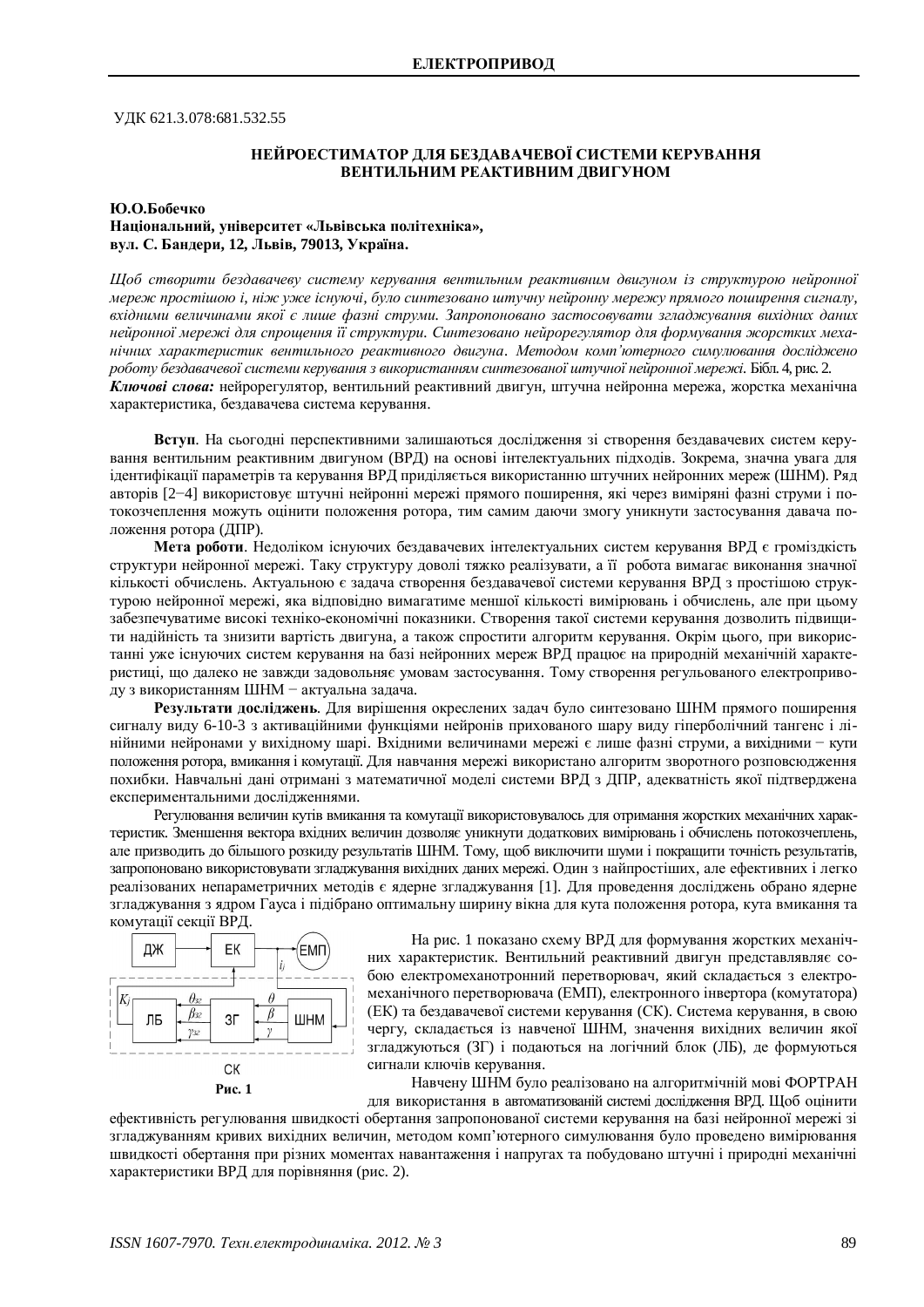УДК 621.3.078:681.532.55

# НЕЙРОЕСТИМАТОР ДЛЯ БЕЗДАВАЧЕВОЇ СИСТЕМИ КЕРУВАННЯ ВЕНТИЛЬНИМ РЕАКТИВНИМ ДВИГУНОМ

**Ю.О.Бобечко**
**Національний, університет «Львівська політехніка», вул. С. Бандери, 12, Львів, 79013, Україна.**

*Щоб створити бездавачеву систему керування вентильним реактивним двигуном із структурою нейронної мереж простішою і, ніж уже існуючі, було синтезовано штучну нейронну мережу прямого поширення сигналу, вхідними величинами якої є лише фазні струми. Запропоновано застосовувати згладжування вихідних даних нейронної мережі для спрощення її структури. Синтезовано нейрорегулятор для формування жорстких механічних характеристик вентильного реактивного двигуна. Методом комп'ютерного симулювання досліджено роботу бездавачевої системи керування з використанням синтезованої штучної нейронної мережі.* Бібл. 4, рис. 2.

***Ключові слова:*** нейрорегулятор, вентильний реактивний двигун, штучна нейронна мережа, жорстка механічна характеристика, бездавачева система керування.

**Вступ**. На сьогодні перспективними залишаються дослідження зі створення бездавачевих систем керування вентильним реактивним двигуном (ВРД) на основі інтелектуальних підходів. Зокрема, значна увага для ідентифікації параметрів та керування ВРД приділяється використанню штучних нейронних мереж (ШНМ). Ряд авторів [2−4] використовує штучні нейронні мережі прямого поширення, які через виміряні фазні струми і потокозчеплення можуть оцінити положення ротора, тим самим даючи змогу уникнути застосування давача положення ротора (ДПР).

**Мета роботи**. Недоліком існуючих бездавачевих інтелектуальних систем керування ВРД є громіздкість структури нейронної мережі. Таку структуру доволі тяжко реалізувати, а її робота вимагає виконання значної кількості обчислень. Актуальною є задача створення бездавачевої системи керування ВРД з простішою структурою нейронної мережі, яка відповідно вимагатиме меншої кількості вимірювань і обчислень, але при цьому забезпечуватиме високі техніко-економічні показники. Створення такої системи керування дозволить підвищити надійність та знизити вартість двигуна, а також спростити алгоритм керування. Окрім цього, при використанні уже існуючих систем керування на базі нейронних мереж ВРД працює на природній механічній характеристиці, що далеко не завжди задовольняє умовам застосування. Тому створення регульованого електроприводу з використанням ШНМ − актуальна задача.

**Результати досліджень**. Для вирішення окреслених задач було синтезовано ШНМ прямого поширення сигналу виду 6-10-3 з активаційними функціями нейронів прихованого шару виду гіперболічний тангенс і лінійними нейронами у вихідному шарі. Вхідними величинами мережі є лише фазні струми, а вихідними − кути положення ротора, вмикання і комутації. Для навчання мережі використано алгоритм зворотного розповсюдження похибки. Навчальні дані отримані з математичної моделі системи ВРД з ДПР, адекватність якої підтверджена експериментальними дослідженнями.

Регулювання величин кутів вмикання та комутації використовувалось для отримання жорстких механічних характеристик. Зменшення вектора вхідних величин дозволяє уникнути додаткових вимірювань і обчислень потокозчеплень, але призводить до більшого розкиду результатів ШНМ. Тому, щоб виключити шуми і покращити точність результатів, запропоновано використовувати згладжування вихідних даних мережі. Один з найпростіших, але ефективних і легко реалізованих непараметричних методів є ядерне згладжування [1]. Для проведення досліджень обрано ядерне згладжування з ядром Гауса і підібрано оптимальну ширину вікна для кута положення ротора, кута вмикання та комутації секції ВРД.

ДЖ, ЕК, ЕМП, $i_j$, $K_j$, ЛБ, $\theta_{зг}$, $\beta_{зг}$, $\gamma_{зг}$, ЗГ, $\theta$, $\beta$, $\gamma$, ШНМ, СК

**Рис. 1**

На рис. 1 показано схему ВРД для формування жорстких механічних характеристик. Вентильний реактивний двигун представляє собою електромеханотронний перетворювач, який складається з електромеханічного перетворювача (ЕМП), електронного інвертора (комутатора) (ЕК) та бездавачевої системи керування (СК). Система керування, в свою чергу, складається із навченої ШНМ, значення вихідних величин якої згладжуються (ЗГ) і подаються на логічний блок (ЛБ), де формуються сигнали ключів керування.

Навчену ШНМ було реалізовано на алгоритмічній мові ФОРТРАН для використання в автоматизованій системі дослідження ВРД. Щоб оцінити ефективність регулювання швидкості обертання запропонованої системи керування на базі нейронної мережі зі згладжуванням кривих вихідних величин, методом комп'ютерного симулювання було проведено вимірювання швидкості обертання при різних моментах навантаження і напругах та побудовано штучні і природні механічні характеристики ВРД для порівняння (рис. 2).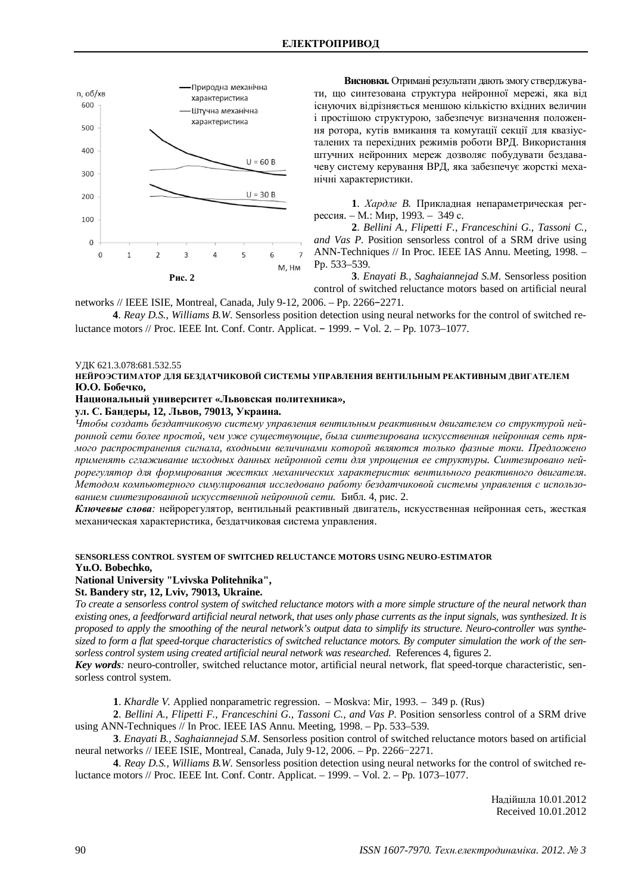n, об/хв

600

500

400

300

200

100

0

0 1 2 3 4 5 6 7

М, Нм

Природна механічна характеристика

Штучна механічна характеристика

U = 60 В

U = 30 В

**Рис. 2**

**Висновки.** Отримані результати дають змогу стверджувати, що синтезована структура нейронної мережі, яка від існуючих відрізняється меншою кількістю вхідних величин і простішою структурою, забезпечує визначення положення ротора, кутів вмикання та комутації секції для квазіусталених та перехідних режимів роботи ВРД. Використання штучних нейронних мереж дозволяє побудувати бездавачеву систему керування ВРД, яка забезпечує жорсткі механічні характеристики.

**1**. *Хардле В.* Прикладная непараметрическая регрессия. – М.: Мир, 1993. – 349 с.

**2**. *Bellini A., Flipetti F., Franceschini G., Tassoni C., and Vas P.* Position sensorless control of a SRM drive using ANN-Techniques // In Proc. IEEE IAS Annu. Meeting, 1998. – Pp. 533–539.

**3**. *Enayati B., Saghaiannejad S.M.* Sensorless position control of switched reluctance motors based on artificial neural networks // IEEE ISIE, Montreal, Canada, July 9-12, 2006. – Pp. 2266–2271.

**4**. *Reay D.S., Williams B.W.* Sensorless position detection using neural networks for the control of switched reluctance motors // Proc. IEEE Int. Conf. Contr. Applicat. – 1999. – Vol. 2. – Pp. 1073–1077.

УДК 621.3.078:681.532.55

**НЕЙРОЭСТИМАТОР ДЛЯ БЕЗДАТЧИКОВОЙ СИСТЕМЫ УПРАВЛЕНИЯ ВЕНТИЛЬНЫМ РЕАКТИВНЫМ ДВИГАТЕЛЕМ**

**Ю.О. Бобечко,**

**Национальный университет «Львовская политехника»,**

**ул. С. Бандеры, 12, Львов, 79013, Украина.**

*Чтобы создать бездатчиковую систему управления вентильным реактивным двигателем со структурой нейронной сети более простой, чем уже существующие, была синтезирована искусственная нейронная сеть прямого распространения сигнала, входными величинами которой являются только фазные токи. Предложено применять сглаживание исходных данных нейронной сети для упрощения ее структуры. Синтезировано нейрорегулятор для формирования жестких механических характеристик вентильного реактивного двигателя. Методом компьютерного симулирования исследовано работу бездатчиковой системы управления с использованием синтезированной искусственной нейронной сети.* Библ. 4, рис. 2.

***Ключевые слова:*** нейрорегулятор, вентильный реактивный двигатель, искусственная нейронная сеть, жесткая механическая характеристика, бездатчиковая система управления.

**SENSORLESS CONTROL SYSTEM OF SWITCHED RELUCTANCE MOTORS USING NEURO-ESTIMATOR**

**Yu.O. Bobechko,**

**National University "Lvivska Politehnika",**

**St. Bandery str, 12, Lviv, 79013, Ukraine.**

*To create a sensorless control system of switched reluctance motors with a more simple structure of the neural network than existing ones, a feedforward artificial neural network, that uses only phase currents as the input signals, was synthesized. It is proposed to apply the smoothing of the neural network's output data to simplify its structure. Neuro-controller was synthesized to form a flat speed-torque characteristics of switched reluctance motors. By computer simulation the work of the sensorless control system using created artificial neural network was researched.* References 4, figures 2.

***Key words:*** neuro-controller, switched reluctance motor, artificial neural network, flat speed-torque characteristic, sensorless control system.

**1**. *Khardle V.* Applied nonparametric regression. – Moskva: Mir, 1993. – 349 p. (Rus)

**2**. *Bellini A., Flipetti F., Franceschini G., Tassoni C., and Vas P.* Position sensorless control of a SRM drive using ANN-Techniques // In Proc. IEEE IAS Annu. Meeting, 1998. – Pp. 533–539.

**3**. *Enayati B., Saghaiannejad S.M.* Sensorless position control of switched reluctance motors based on artificial neural networks // IEEE ISIE, Montreal, Canada, July 9-12, 2006. – Pp. 2266–2271.

**4**. *Reay D.S., Williams B.W.* Sensorless position detection using neural networks for the control of switched reluctance motors // Proc. IEEE Int. Conf. Contr. Applicat. – 1999. – Vol. 2. – Pp. 1073–1077.

Надійшла 10.01.2012

Received 10.01.2012